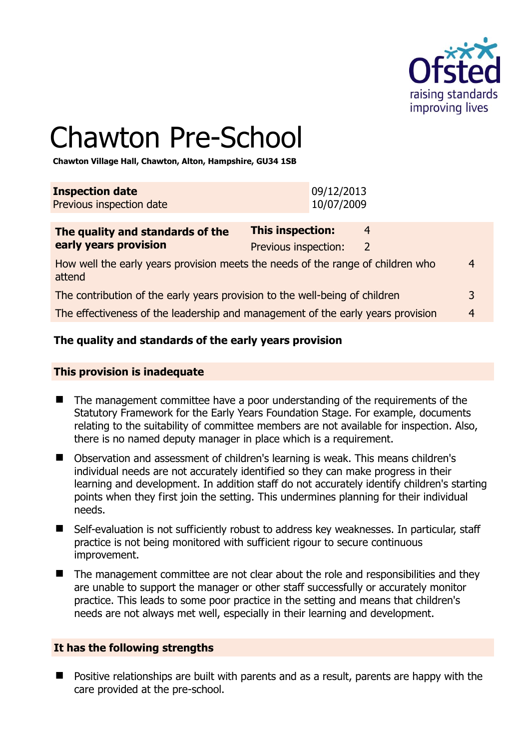# Chawton Pre-School

**Chawton Village Hall, Chawton, Alton, Hampshire, GU34 1SB**

| **Inspection date** | 09/12/2013 |
|---|---|
| Previous inspection date | 10/07/2009 |

| **The quality and standards of the early years provision** | **This inspection:** | 4 |
|---|---|---|
| | Previous inspection: | 2 |
| How well the early years provision meets the needs of the range of children who attend | | 4 |
| The contribution of the early years provision to the well-being of children | | 3 |
| The effectiveness of the leadership and management of the early years provision | | 4 |

## The quality and standards of the early years provision

### This provision is inadequate

- The management committee have a poor understanding of the requirements of the Statutory Framework for the Early Years Foundation Stage. For example, documents relating to the suitability of committee members are not available for inspection. Also, there is no named deputy manager in place which is a requirement.
- Observation and assessment of children's learning is weak. This means children's individual needs are not accurately identified so they can make progress in their learning and development. In addition staff do not accurately identify children's starting points when they first join the setting. This undermines planning for their individual needs.
- Self-evaluation is not sufficiently robust to address key weaknesses. In particular, staff practice is not being monitored with sufficient rigour to secure continuous improvement.
- The management committee are not clear about the role and responsibilities and they are unable to support the manager or other staff successfully or accurately monitor practice. This leads to some poor practice in the setting and means that children's needs are not always met well, especially in their learning and development.

### It has the following strengths

- Positive relationships are built with parents and as a result, parents are happy with the care provided at the pre-school.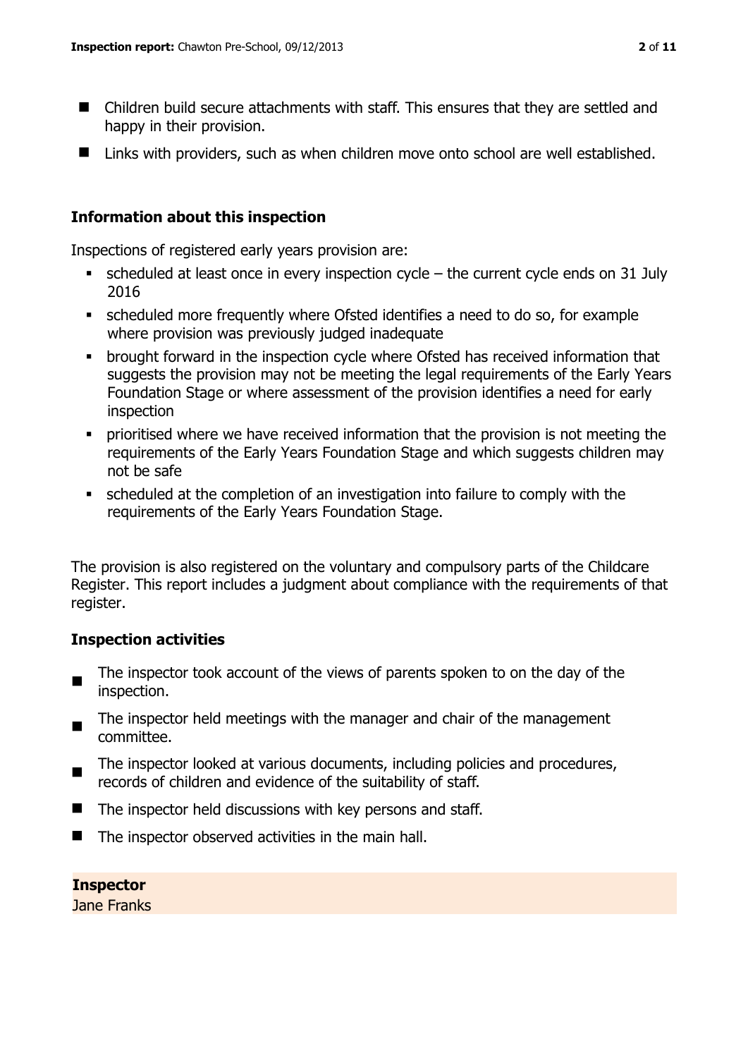- Children build secure attachments with staff. This ensures that they are settled and happy in their provision.
- Links with providers, such as when children move onto school are well established.

## Information about this inspection

Inspections of registered early years provision are:

- scheduled at least once in every inspection cycle – the current cycle ends on 31 July 2016
- scheduled more frequently where Ofsted identifies a need to do so, for example where provision was previously judged inadequate
- brought forward in the inspection cycle where Ofsted has received information that suggests the provision may not be meeting the legal requirements of the Early Years Foundation Stage or where assessment of the provision identifies a need for early inspection
- prioritised where we have received information that the provision is not meeting the requirements of the Early Years Foundation Stage and which suggests children may not be safe
- scheduled at the completion of an investigation into failure to comply with the requirements of the Early Years Foundation Stage.

The provision is also registered on the voluntary and compulsory parts of the Childcare Register. This report includes a judgment about compliance with the requirements of that register.

## Inspection activities

- The inspector took account of the views of parents spoken to on the day of the inspection.
- The inspector held meetings with the manager and chair of the management committee.
- The inspector looked at various documents, including policies and procedures, records of children and evidence of the suitability of staff.
- The inspector held discussions with key persons and staff.
- The inspector observed activities in the main hall.

**Inspector**
Jane Franks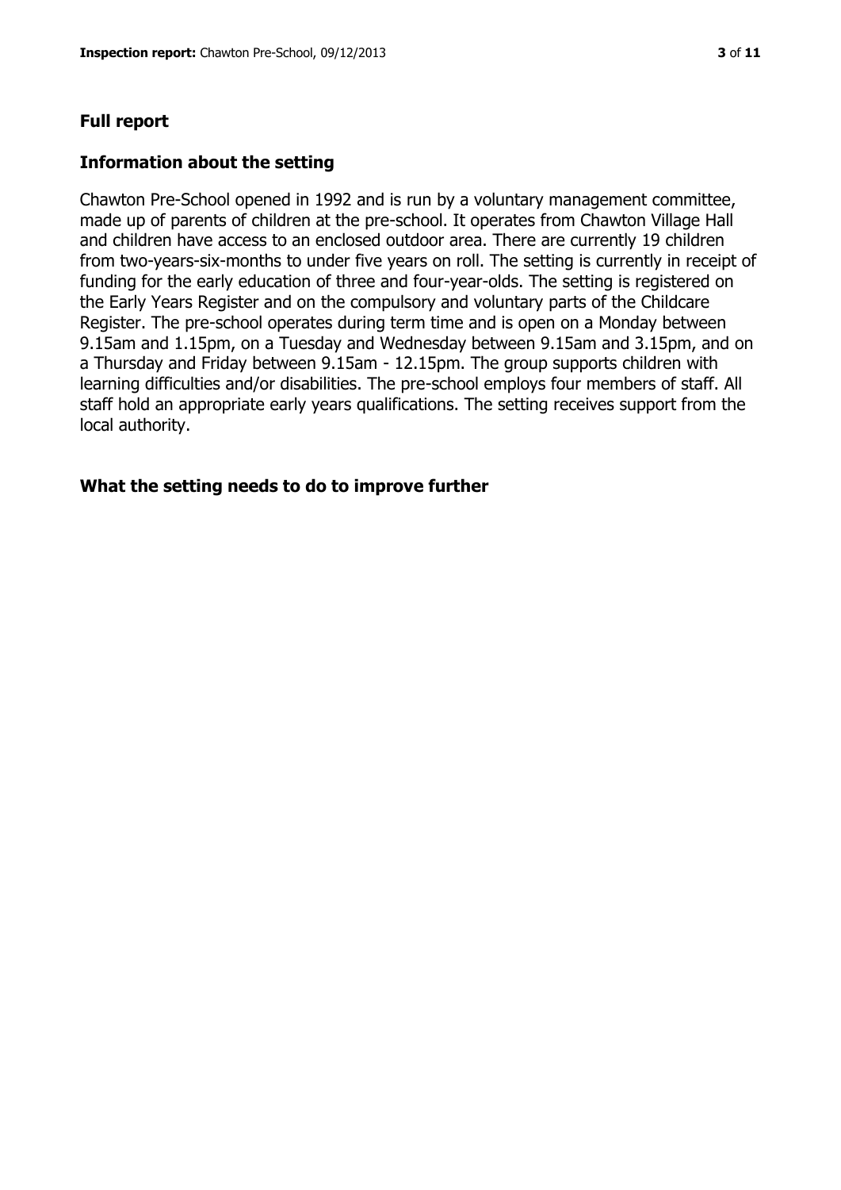## Full report

### Information about the setting

Chawton Pre-School opened in 1992 and is run by a voluntary management committee, made up of parents of children at the pre-school. It operates from Chawton Village Hall and children have access to an enclosed outdoor area. There are currently 19 children from two-years-six-months to under five years on roll. The setting is currently in receipt of funding for the early education of three and four-year-olds. The setting is registered on the Early Years Register and on the compulsory and voluntary parts of the Childcare Register. The pre-school operates during term time and is open on a Monday between 9.15am and 1.15pm, on a Tuesday and Wednesday between 9.15am and 3.15pm, and on a Thursday and Friday between 9.15am - 12.15pm. The group supports children with learning difficulties and/or disabilities. The pre-school employs four members of staff. All staff hold an appropriate early years qualifications. The setting receives support from the local authority.

### What the setting needs to do to improve further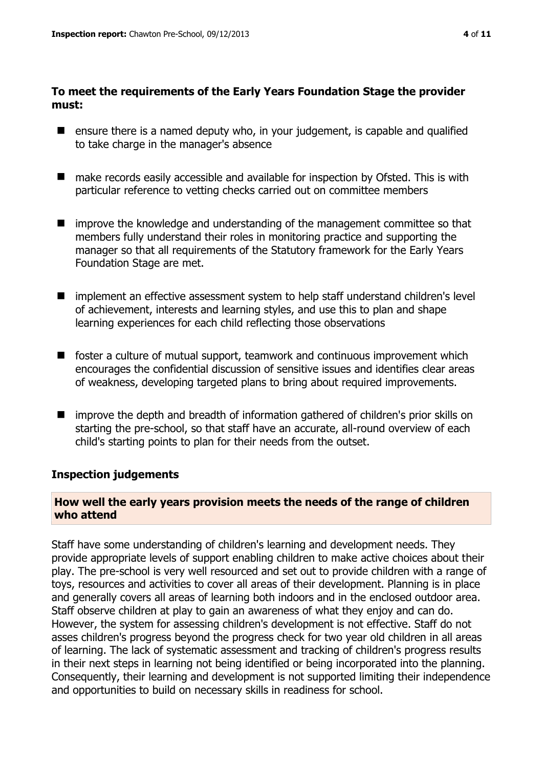**To meet the requirements of the Early Years Foundation Stage the provider must:**

- ensure there is a named deputy who, in your judgement, is capable and qualified to take charge in the manager's absence
- make records easily accessible and available for inspection by Ofsted. This is with particular reference to vetting checks carried out on committee members
- improve the knowledge and understanding of the management committee so that members fully understand their roles in monitoring practice and supporting the manager so that all requirements of the Statutory framework for the Early Years Foundation Stage are met.
- implement an effective assessment system to help staff understand children's level of achievement, interests and learning styles, and use this to plan and shape learning experiences for each child reflecting those observations
- foster a culture of mutual support, teamwork and continuous improvement which encourages the confidential discussion of sensitive issues and identifies clear areas of weakness, developing targeted plans to bring about required improvements.
- improve the depth and breadth of information gathered of children's prior skills on starting the pre-school, so that staff have an accurate, all-round overview of each child's starting points to plan for their needs from the outset.

## Inspection judgements

### How well the early years provision meets the needs of the range of children who attend

Staff have some understanding of children's learning and development needs. They provide appropriate levels of support enabling children to make active choices about their play. The pre-school is very well resourced and set out to provide children with a range of toys, resources and activities to cover all areas of their development. Planning is in place and generally covers all areas of learning both indoors and in the enclosed outdoor area. Staff observe children at play to gain an awareness of what they enjoy and can do. However, the system for assessing children's development is not effective. Staff do not asses children's progress beyond the progress check for two year old children in all areas of learning. The lack of systematic assessment and tracking of children's progress results in their next steps in learning not being identified or being incorporated into the planning. Consequently, their learning and development is not supported limiting their independence and opportunities to build on necessary skills in readiness for school.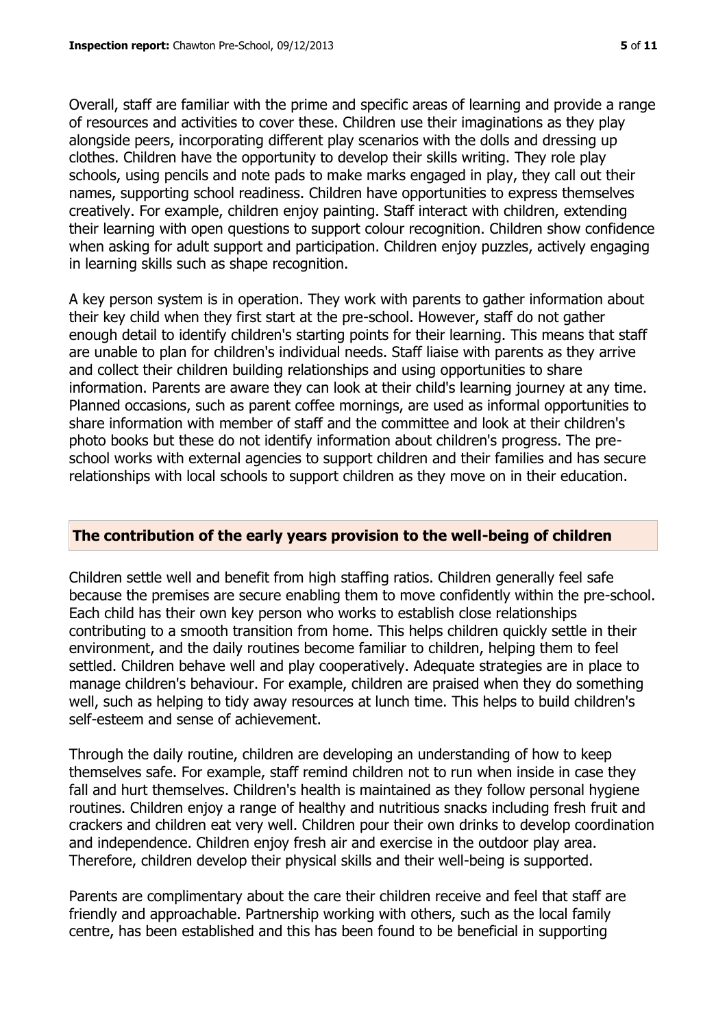Overall, staff are familiar with the prime and specific areas of learning and provide a range of resources and activities to cover these. Children use their imaginations as they play alongside peers, incorporating different play scenarios with the dolls and dressing up clothes. Children have the opportunity to develop their skills writing. They role play schools, using pencils and note pads to make marks engaged in play, they call out their names, supporting school readiness. Children have opportunities to express themselves creatively. For example, children enjoy painting. Staff interact with children, extending their learning with open questions to support colour recognition. Children show confidence when asking for adult support and participation. Children enjoy puzzles, actively engaging in learning skills such as shape recognition.

A key person system is in operation. They work with parents to gather information about their key child when they first start at the pre-school. However, staff do not gather enough detail to identify children's starting points for their learning. This means that staff are unable to plan for children's individual needs. Staff liaise with parents as they arrive and collect their children building relationships and using opportunities to share information. Parents are aware they can look at their child's learning journey at any time. Planned occasions, such as parent coffee mornings, are used as informal opportunities to share information with member of staff and the committee and look at their children's photo books but these do not identify information about children's progress. The pre-school works with external agencies to support children and their families and has secure relationships with local schools to support children as they move on in their education.

## The contribution of the early years provision to the well-being of children

Children settle well and benefit from high staffing ratios. Children generally feel safe because the premises are secure enabling them to move confidently within the pre-school. Each child has their own key person who works to establish close relationships contributing to a smooth transition from home. This helps children quickly settle in their environment, and the daily routines become familiar to children, helping them to feel settled. Children behave well and play cooperatively. Adequate strategies are in place to manage children's behaviour. For example, children are praised when they do something well, such as helping to tidy away resources at lunch time. This helps to build children's self-esteem and sense of achievement.

Through the daily routine, children are developing an understanding of how to keep themselves safe. For example, staff remind children not to run when inside in case they fall and hurt themselves. Children's health is maintained as they follow personal hygiene routines. Children enjoy a range of healthy and nutritious snacks including fresh fruit and crackers and children eat very well. Children pour their own drinks to develop coordination and independence. Children enjoy fresh air and exercise in the outdoor play area. Therefore, children develop their physical skills and their well-being is supported.

Parents are complimentary about the care their children receive and feel that staff are friendly and approachable. Partnership working with others, such as the local family centre, has been established and this has been found to be beneficial in supporting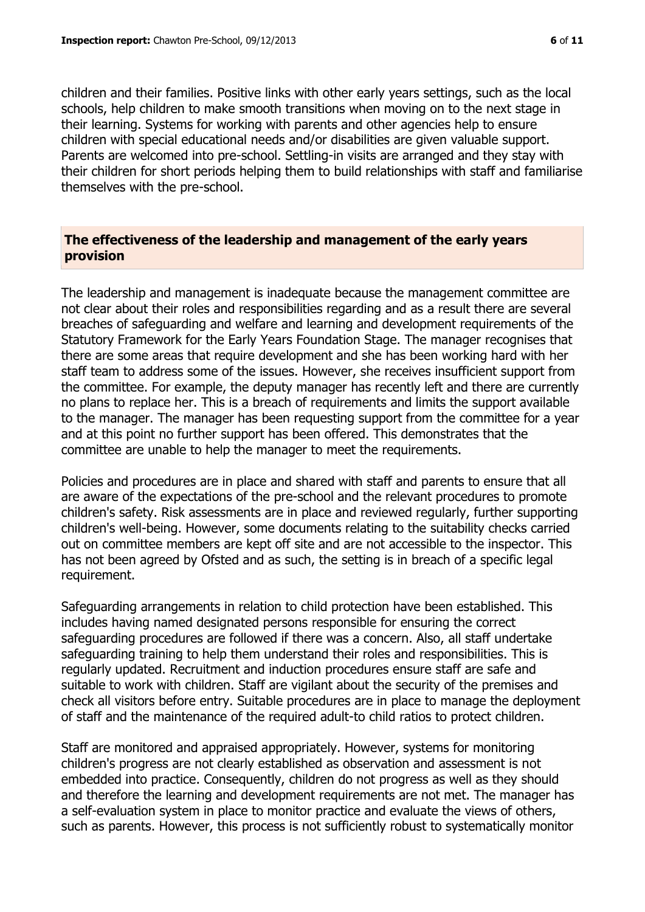children and their families. Positive links with other early years settings, such as the local schools, help children to make smooth transitions when moving on to the next stage in their learning. Systems for working with parents and other agencies help to ensure children with special educational needs and/or disabilities are given valuable support. Parents are welcomed into pre-school. Settling-in visits are arranged and they stay with their children for short periods helping them to build relationships with staff and familiarise themselves with the pre-school.

## The effectiveness of the leadership and management of the early years provision

The leadership and management is inadequate because the management committee are not clear about their roles and responsibilities regarding and as a result there are several breaches of safeguarding and welfare and learning and development requirements of the Statutory Framework for the Early Years Foundation Stage. The manager recognises that there are some areas that require development and she has been working hard with her staff team to address some of the issues. However, she receives insufficient support from the committee. For example, the deputy manager has recently left and there are currently no plans to replace her. This is a breach of requirements and limits the support available to the manager. The manager has been requesting support from the committee for a year and at this point no further support has been offered. This demonstrates that the committee are unable to help the manager to meet the requirements.

Policies and procedures are in place and shared with staff and parents to ensure that all are aware of the expectations of the pre-school and the relevant procedures to promote children's safety. Risk assessments are in place and reviewed regularly, further supporting children's well-being. However, some documents relating to the suitability checks carried out on committee members are kept off site and are not accessible to the inspector. This has not been agreed by Ofsted and as such, the setting is in breach of a specific legal requirement.

Safeguarding arrangements in relation to child protection have been established. This includes having named designated persons responsible for ensuring the correct safeguarding procedures are followed if there was a concern. Also, all staff undertake safeguarding training to help them understand their roles and responsibilities. This is regularly updated. Recruitment and induction procedures ensure staff are safe and suitable to work with children. Staff are vigilant about the security of the premises and check all visitors before entry. Suitable procedures are in place to manage the deployment of staff and the maintenance of the required adult-to child ratios to protect children.

Staff are monitored and appraised appropriately. However, systems for monitoring children's progress are not clearly established as observation and assessment is not embedded into practice. Consequently, children do not progress as well as they should and therefore the learning and development requirements are not met. The manager has a self-evaluation system in place to monitor practice and evaluate the views of others, such as parents. However, this process is not sufficiently robust to systematically monitor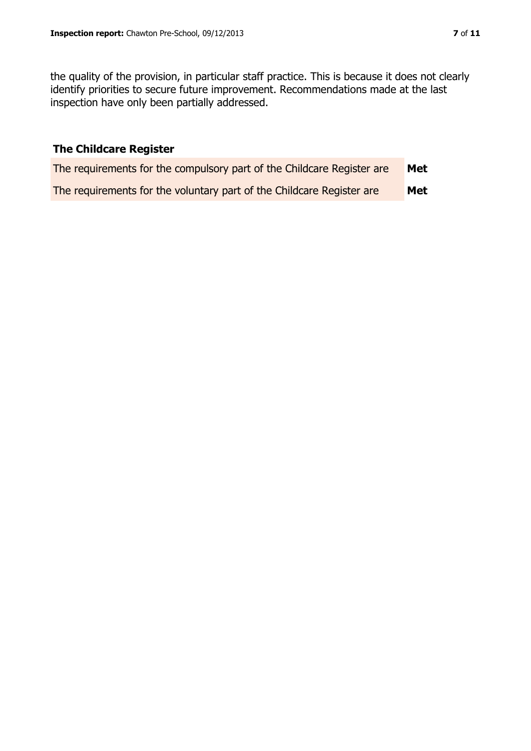the quality of the provision, in particular staff practice. This is because it does not clearly identify priorities to secure future improvement. Recommendations made at the last inspection have only been partially addressed.

## The Childcare Register

| | |
|---|---|
| The requirements for the compulsory part of the Childcare Register are | **Met** |
| The requirements for the voluntary part of the Childcare Register are | **Met** |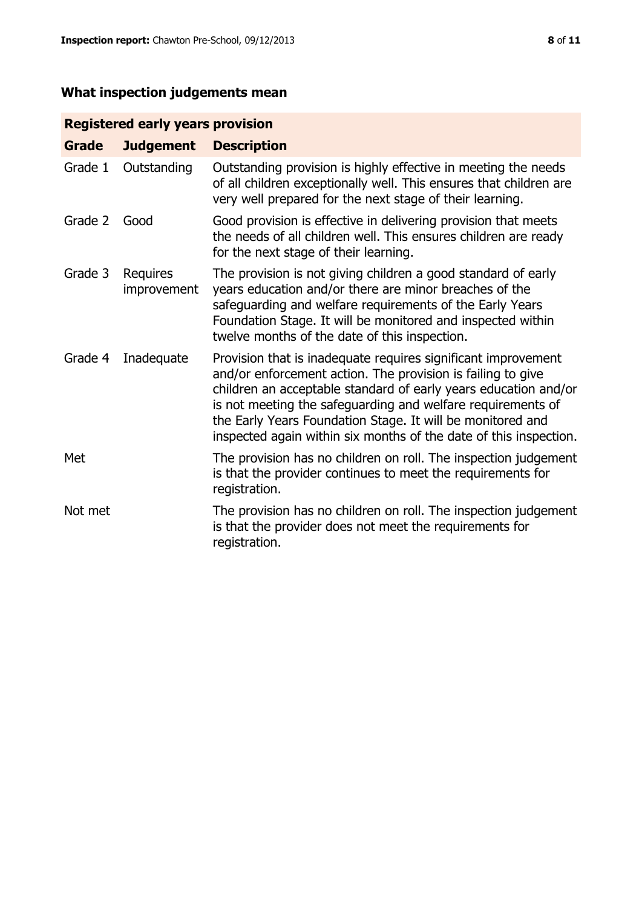## What inspection judgements mean

| Registered early years provision | | |
|---|---|---|
| **Grade** | **Judgement** | **Description** |
| Grade 1 | Outstanding | Outstanding provision is highly effective in meeting the needs of all children exceptionally well. This ensures that children are very well prepared for the next stage of their learning. |
| Grade 2 | Good | Good provision is effective in delivering provision that meets the needs of all children well. This ensures children are ready for the next stage of their learning. |
| Grade 3 | Requires improvement | The provision is not giving children a good standard of early years education and/or there are minor breaches of the safeguarding and welfare requirements of the Early Years Foundation Stage. It will be monitored and inspected within twelve months of the date of this inspection. |
| Grade 4 | Inadequate | Provision that is inadequate requires significant improvement and/or enforcement action. The provision is failing to give children an acceptable standard of early years education and/or is not meeting the safeguarding and welfare requirements of the Early Years Foundation Stage. It will be monitored and inspected again within six months of the date of this inspection. |
| Met | | The provision has no children on roll. The inspection judgement is that the provider continues to meet the requirements for registration. |
| Not met | | The provision has no children on roll. The inspection judgement is that the provider does not meet the requirements for registration. |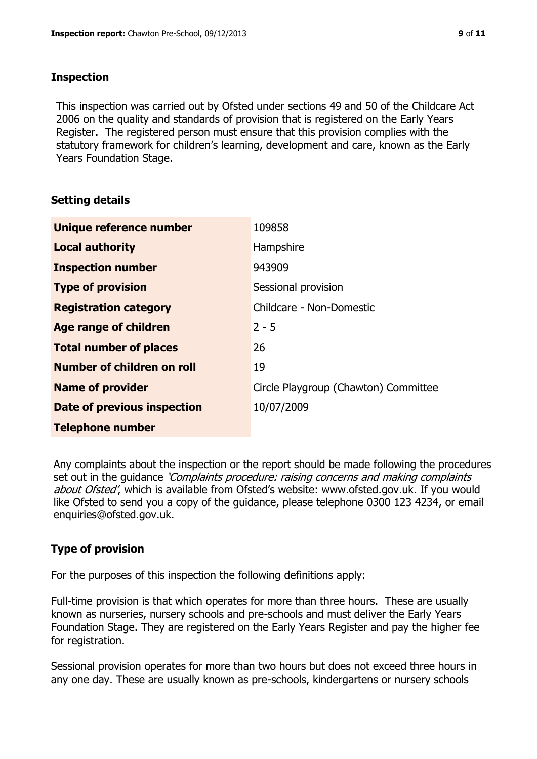## Inspection

This inspection was carried out by Ofsted under sections 49 and 50 of the Childcare Act 2006 on the quality and standards of provision that is registered on the Early Years Register. The registered person must ensure that this provision complies with the statutory framework for children's learning, development and care, known as the Early Years Foundation Stage.

## Setting details

| | |
|---|---|
| **Unique reference number** | 109858 |
| **Local authority** | Hampshire |
| **Inspection number** | 943909 |
| **Type of provision** | Sessional provision |
| **Registration category** | Childcare - Non-Domestic |
| **Age range of children** | 2 - 5 |
| **Total number of places** | 26 |
| **Number of children on roll** | 19 |
| **Name of provider** | Circle Playgroup (Chawton) Committee |
| **Date of previous inspection** | 10/07/2009 |
| **Telephone number** | |

Any complaints about the inspection or the report should be made following the procedures set out in the guidance *'Complaints procedure: raising concerns and making complaints about Ofsted'*, which is available from Ofsted's website: www.ofsted.gov.uk. If you would like Ofsted to send you a copy of the guidance, please telephone 0300 123 4234, or email enquiries@ofsted.gov.uk.

## Type of provision

For the purposes of this inspection the following definitions apply:

Full-time provision is that which operates for more than three hours. These are usually known as nurseries, nursery schools and pre-schools and must deliver the Early Years Foundation Stage. They are registered on the Early Years Register and pay the higher fee for registration.

Sessional provision operates for more than two hours but does not exceed three hours in any one day. These are usually known as pre-schools, kindergartens or nursery schools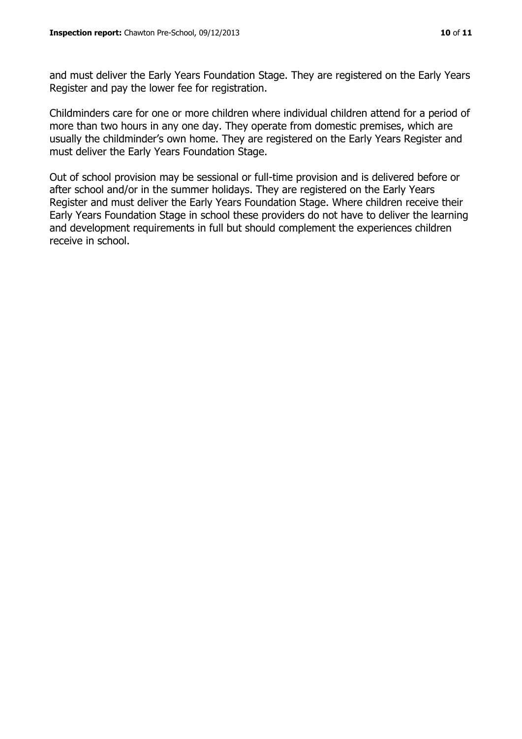and must deliver the Early Years Foundation Stage. They are registered on the Early Years Register and pay the lower fee for registration.

Childminders care for one or more children where individual children attend for a period of more than two hours in any one day. They operate from domestic premises, which are usually the childminder's own home. They are registered on the Early Years Register and must deliver the Early Years Foundation Stage.

Out of school provision may be sessional or full-time provision and is delivered before or after school and/or in the summer holidays. They are registered on the Early Years Register and must deliver the Early Years Foundation Stage. Where children receive their Early Years Foundation Stage in school these providers do not have to deliver the learning and development requirements in full but should complement the experiences children receive in school.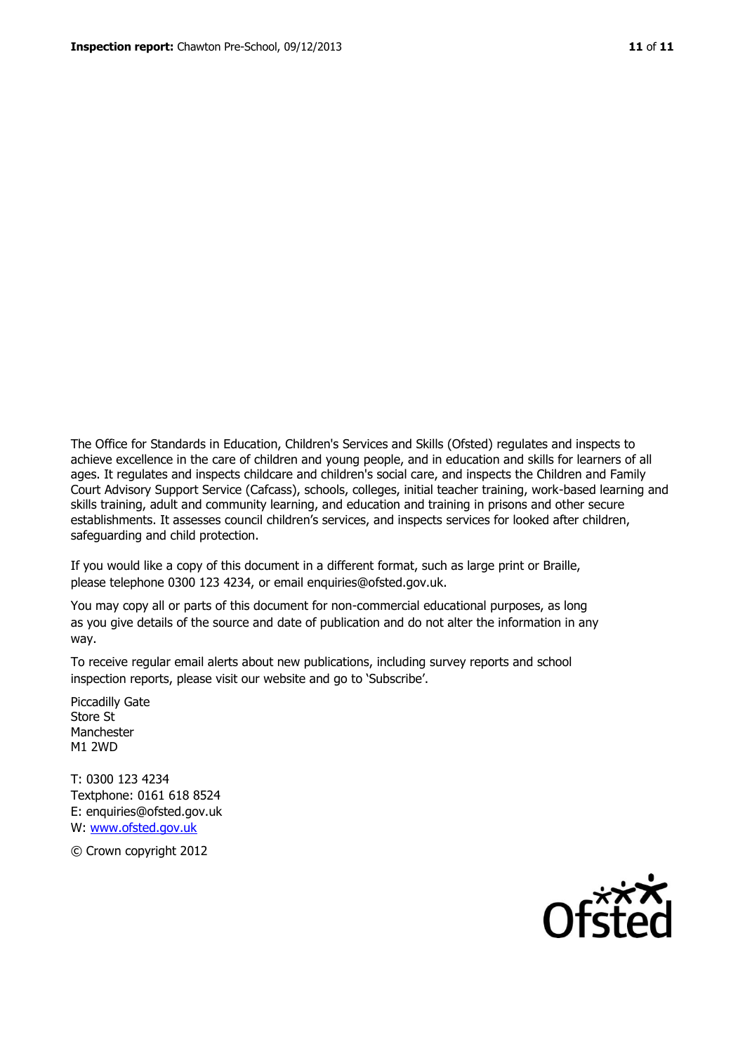The Office for Standards in Education, Children's Services and Skills (Ofsted) regulates and inspects to achieve excellence in the care of children and young people, and in education and skills for learners of all ages. It regulates and inspects childcare and children's social care, and inspects the Children and Family Court Advisory Support Service (Cafcass), schools, colleges, initial teacher training, work-based learning and skills training, adult and community learning, and education and training in prisons and other secure establishments. It assesses council children's services, and inspects services for looked after children, safeguarding and child protection.

If you would like a copy of this document in a different format, such as large print or Braille, please telephone 0300 123 4234, or email enquiries@ofsted.gov.uk.

You may copy all or parts of this document for non-commercial educational purposes, as long as you give details of the source and date of publication and do not alter the information in any way.

To receive regular email alerts about new publications, including survey reports and school inspection reports, please visit our website and go to 'Subscribe'.

Piccadilly Gate
Store St
Manchester
M1 2WD

T: 0300 123 4234
Textphone: 0161 618 8524
E: enquiries@ofsted.gov.uk
W: www.ofsted.gov.uk

© Crown copyright 2012

Ofsted